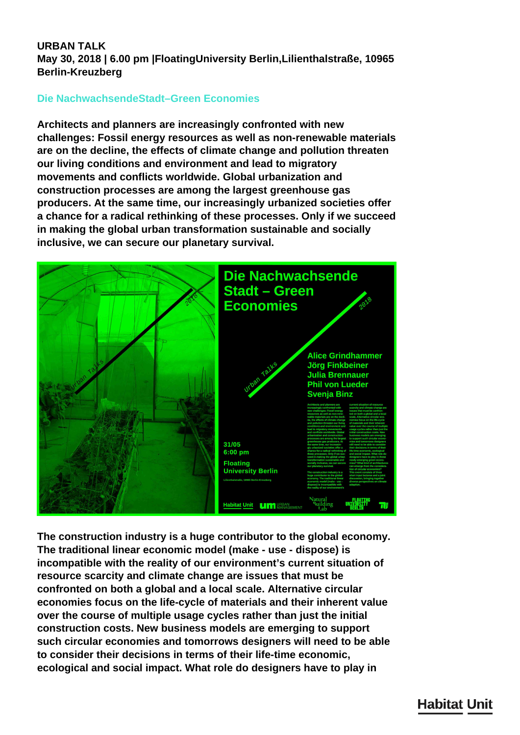**URBAN TALK**
**May 30, 2018 | 6.00 pm |FloatingUniversity Berlin,Lilienthalstraße, 10965 Berlin-Kreuzberg**

## Die NachwachsendeStadt–Green Economies

**Architects and planners are increasingly confronted with new challenges: Fossil energy resources as well as non-renewable materials are on the decline, the effects of climate change and pollution threaten our living conditions and environment and lead to migratory movements and conflicts worldwide. Global urbanization and construction processes are among the largest greenhouse gas producers. At the same time, our increasingly urbanized societies offer a chance for a radical rethinking of these processes. Only if we succeed in making the global urban transformation sustainable and socially inclusive, we can secure our planetary survival.**

**The construction industry is a huge contributor to the global economy. The traditional linear economic model (make - use - dispose) is incompatible with the reality of our environment's current situation of resource scarcity and climate change are issues that must be confronted on both a global and a local scale. Alternative circular economies focus on the life-cycle of materials and their inherent value over the course of multiple usage cycles rather than just the initial construction costs. New business models are emerging to support such circular economies and tomorrows designers will need to be able to consider their decisions in terms of their life-time economic, ecological and social impact. What role do designers have to play in**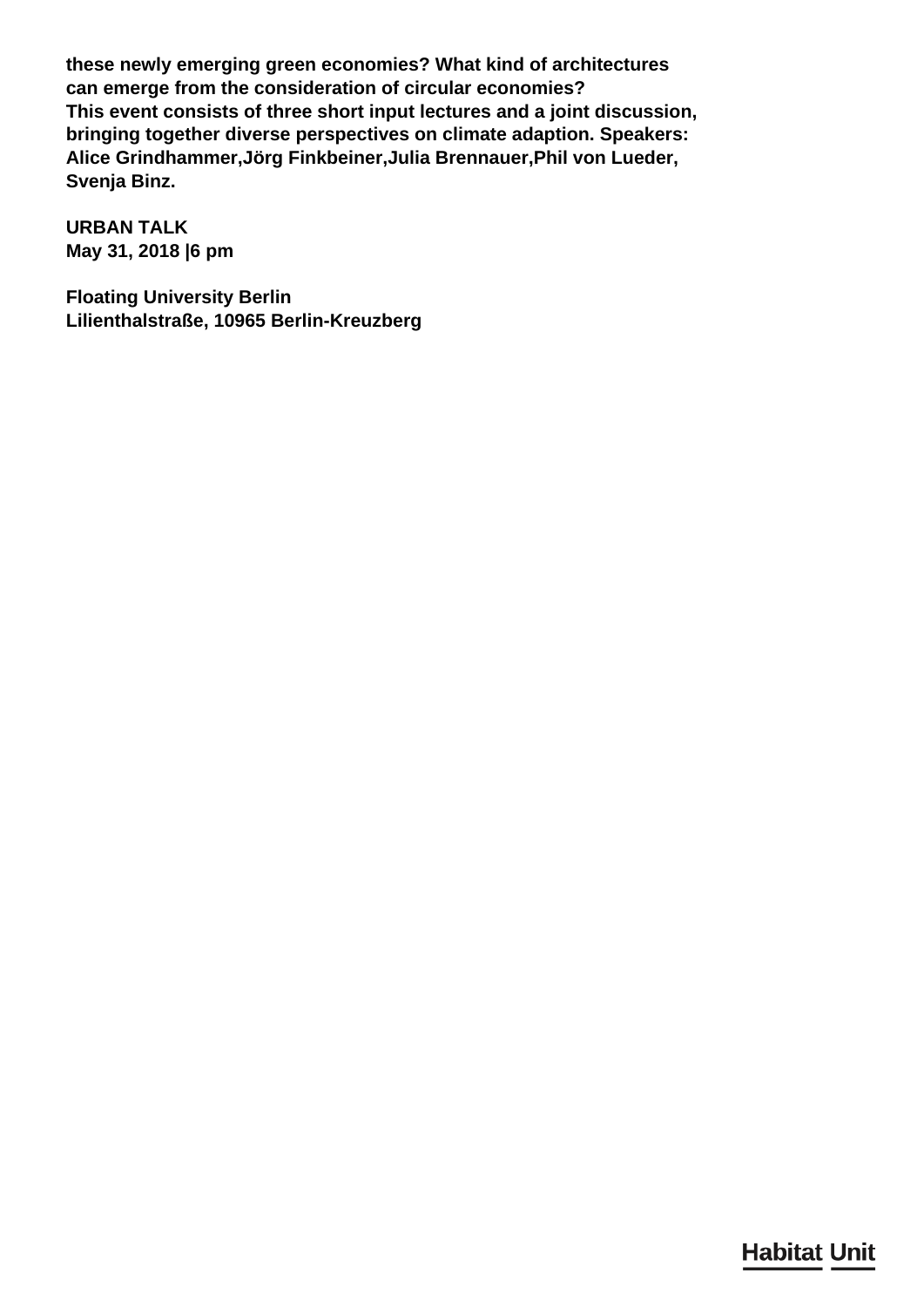**these newly emerging green economies? What kind of architectures can emerge from the consideration of circular economies?**
**This event consists of three short input lectures and a joint discussion, bringing together diverse perspectives on climate adaption. Speakers: Alice Grindhammer,Jörg Finkbeiner,Julia Brennauer,Phil von Lueder, Svenja Binz.**

**URBAN TALK**
**May 31, 2018 |6 pm**

**Floating University Berlin**
**Lilienthalstraße, 10965 Berlin-Kreuzberg**